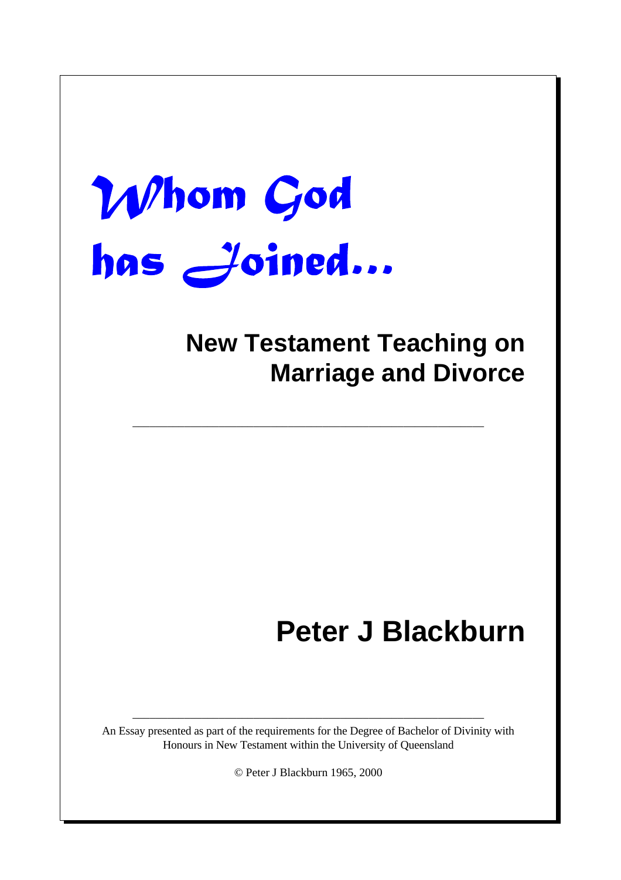# Whom God has Joined...

## New Testament Teaching on Marriage and Divorce

---

## Peter J Blackburn

---

An Essay presented as part of the requirements for the Degree of Bachelor of Divinity with Honours in New Testament within the University of Queensland

© Peter J Blackburn 1965, 2000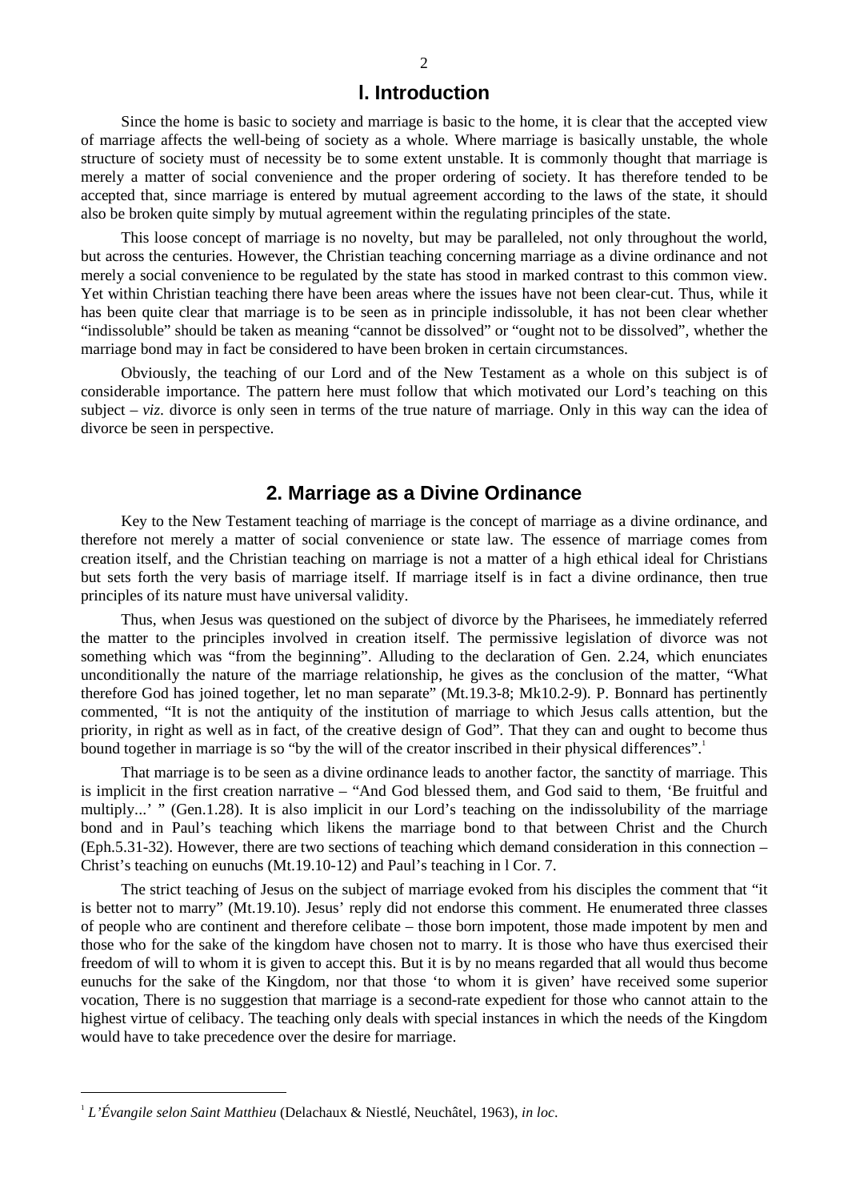## l. Introduction

Since the home is basic to society and marriage is basic to the home, it is clear that the accepted view of marriage affects the well-being of society as a whole. Where marriage is basically unstable, the whole structure of society must of necessity be to some extent unstable. It is commonly thought that marriage is merely a matter of social convenience and the proper ordering of society. It has therefore tended to be accepted that, since marriage is entered by mutual agreement according to the laws of the state, it should also be broken quite simply by mutual agreement within the regulating principles of the state.

This loose concept of marriage is no novelty, but may be paralleled, not only throughout the world, but across the centuries. However, the Christian teaching concerning marriage as a divine ordinance and not merely a social convenience to be regulated by the state has stood in marked contrast to this common view. Yet within Christian teaching there have been areas where the issues have not been clear-cut. Thus, while it has been quite clear that marriage is to be seen as in principle indissoluble, it has not been clear whether "indissoluble" should be taken as meaning "cannot be dissolved" or "ought not to be dissolved", whether the marriage bond may in fact be considered to have been broken in certain circumstances.

Obviously, the teaching of our Lord and of the New Testament as a whole on this subject is of considerable importance. The pattern here must follow that which motivated our Lord's teaching on this subject – *viz.* divorce is only seen in terms of the true nature of marriage. Only in this way can the idea of divorce be seen in perspective.

## 2. Marriage as a Divine Ordinance

Key to the New Testament teaching of marriage is the concept of marriage as a divine ordinance, and therefore not merely a matter of social convenience or state law. The essence of marriage comes from creation itself, and the Christian teaching on marriage is not a matter of a high ethical ideal for Christians but sets forth the very basis of marriage itself. If marriage itself is in fact a divine ordinance, then true principles of its nature must have universal validity.

Thus, when Jesus was questioned on the subject of divorce by the Pharisees, he immediately referred the matter to the principles involved in creation itself. The permissive legislation of divorce was not something which was "from the beginning". Alluding to the declaration of Gen. 2.24, which enunciates unconditionally the nature of the marriage relationship, he gives as the conclusion of the matter, "What therefore God has joined together, let no man separate" (Mt.19.3-8; Mk10.2-9). P. Bonnard has pertinently commented, "It is not the antiquity of the institution of marriage to which Jesus calls attention, but the priority, in right as well as in fact, of the creative design of God". That they can and ought to become thus bound together in marriage is so "by the will of the creator inscribed in their physical differences".[1]

That marriage is to be seen as a divine ordinance leads to another factor, the sanctity of marriage. This is implicit in the first creation narrative – "And God blessed them, and God said to them, 'Be fruitful and multiply...' " (Gen.1.28). It is also implicit in our Lord's teaching on the indissolubility of the marriage bond and in Paul's teaching which likens the marriage bond to that between Christ and the Church (Eph.5.31-32). However, there are two sections of teaching which demand consideration in this connection – Christ's teaching on eunuchs (Mt.19.10-12) and Paul's teaching in l Cor. 7.

The strict teaching of Jesus on the subject of marriage evoked from his disciples the comment that "it is better not to marry" (Mt.19.10). Jesus' reply did not endorse this comment. He enumerated three classes of people who are continent and therefore celibate – those born impotent, those made impotent by men and those who for the sake of the kingdom have chosen not to marry. It is those who have thus exercised their freedom of will to whom it is given to accept this. But it is by no means regarded that all would thus become eunuchs for the sake of the Kingdom, nor that those 'to whom it is given' have received some superior vocation, There is no suggestion that marriage is a second-rate expedient for those who cannot attain to the highest virtue of celibacy. The teaching only deals with special instances in which the needs of the Kingdom would have to take precedence over the desire for marriage.

---

[1] *L'Évangile selon Saint Matthieu* (Delachaux & Niestlé, Neuchâtel, 1963), *in loc*.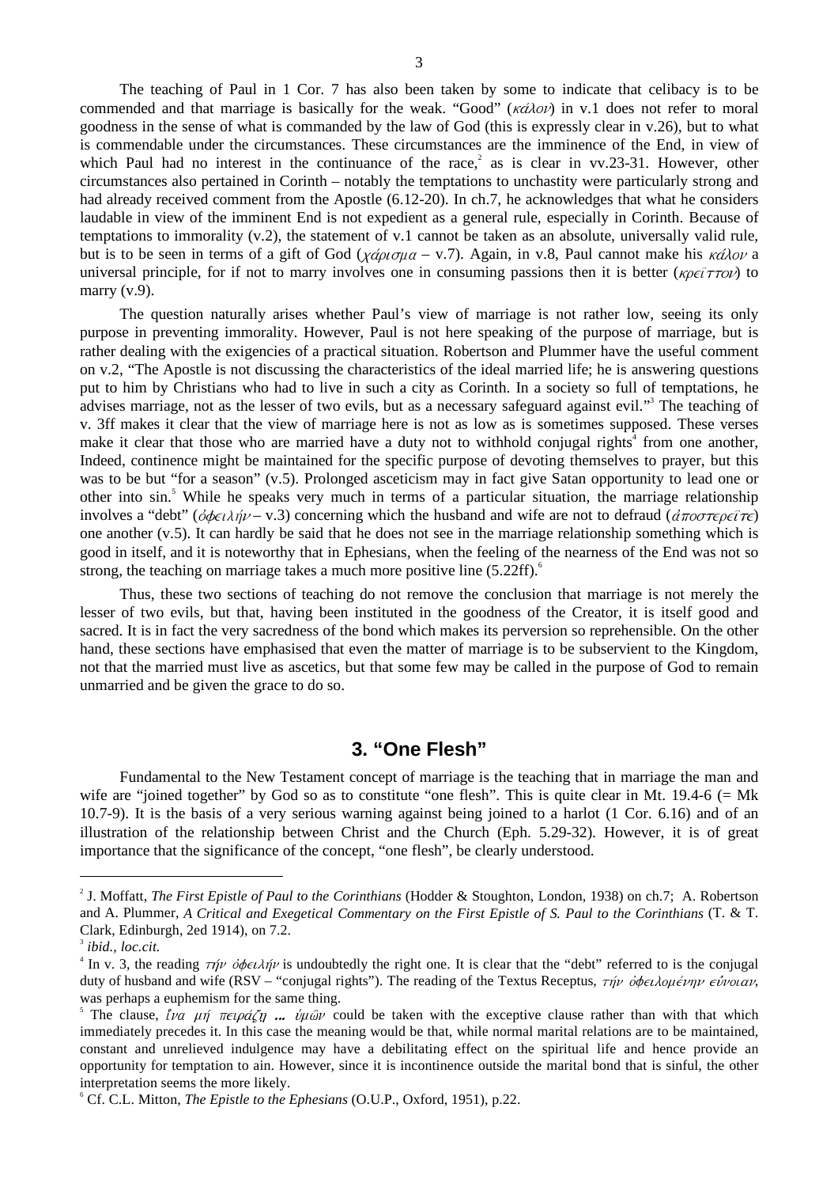The teaching of Paul in 1 Cor. 7 has also been taken by some to indicate that celibacy is to be commended and that marriage is basically for the weak. "Good" (*κάλον*) in v.1 does not refer to moral goodness in the sense of what is commanded by the law of God (this is expressly clear in v.26), but to what is commendable under the circumstances. These circumstances are the imminence of the End, in view of which Paul had no interest in the continuance of the race,[2] as is clear in vv.23-31. However, other circumstances also pertained in Corinth – notably the temptations to unchastity were particularly strong and had already received comment from the Apostle (6.12-20). In ch.7, he acknowledges that what he considers laudable in view of the imminent End is not expedient as a general rule, especially in Corinth. Because of temptations to immorality (v.2), the statement of v.1 cannot be taken as an absolute, universally valid rule, but is to be seen in terms of a gift of God (*χάρισμα* – v.7). Again, in v.8, Paul cannot make his *κάλον* a universal principle, for if not to marry involves one in consuming passions then it is better (*κρεῖττον*) to marry (v.9).

The question naturally arises whether Paul's view of marriage is not rather low, seeing its only purpose in preventing immorality. However, Paul is not here speaking of the purpose of marriage, but is rather dealing with the exigencies of a practical situation. Robertson and Plummer have the useful comment on v.2, "The Apostle is not discussing the characteristics of the ideal married life; he is answering questions put to him by Christians who had to live in such a city as Corinth. In a society so full of temptations, he advises marriage, not as the lesser of two evils, but as a necessary safeguard against evil."[3] The teaching of v. 3ff makes it clear that the view of marriage here is not as low as is sometimes supposed. These verses make it clear that those who are married have a duty not to withhold conjugal rights[4] from one another, Indeed, continence might be maintained for the specific purpose of devoting themselves to prayer, but this was to be but "for a season" (v.5). Prolonged asceticism may in fact give Satan opportunity to lead one or other into sin.[5] While he speaks very much in terms of a particular situation, the marriage relationship involves a "debt" (*ὀφειλήν* – v.3) concerning which the husband and wife are not to defraud (*ἀποστερεῖτε*) one another (v.5). It can hardly be said that he does not see in the marriage relationship something which is good in itself, and it is noteworthy that in Ephesians, when the feeling of the nearness of the End was not so strong, the teaching on marriage takes a much more positive line (5.22ff).[6]

Thus, these two sections of teaching do not remove the conclusion that marriage is not merely the lesser of two evils, but that, having been instituted in the goodness of the Creator, it is itself good and sacred. It is in fact the very sacredness of the bond which makes its perversion so reprehensible. On the other hand, these sections have emphasised that even the matter of marriage is to be subservient to the Kingdom, not that the married must live as ascetics, but that some few may be called in the purpose of God to remain unmarried and be given the grace to do so.

## 3. "One Flesh"

Fundamental to the New Testament concept of marriage is the teaching that in marriage the man and wife are "joined together" by God so as to constitute "one flesh". This is quite clear in Mt. 19.4-6 (= Mk 10.7-9). It is the basis of a very serious warning against being joined to a harlot (1 Cor. 6.16) and of an illustration of the relationship between Christ and the Church (Eph. 5.29-32). However, it is of great importance that the significance of the concept, "one flesh", be clearly understood.

---

[2] J. Moffatt, *The First Epistle of Paul to the Corinthians* (Hodder & Stoughton, London, 1938) on ch.7; A. Robertson and A. Plummer, *A Critical and Exegetical Commentary on the First Epistle of S. Paul to the Corinthians* (T. & T. Clark, Edinburgh, 2ed 1914), on 7.2.

[3] *ibid.*, *loc.cit.*

[4] In v. 3, the reading *τήν ὀφειλήν* is undoubtedly the right one. It is clear that the "debt" referred to is the conjugal duty of husband and wife (RSV – "conjugal rights"). The reading of the Textus Receptus, *τήν ὀφειλομένην εὔνοιαν*, was perhaps a euphemism for the same thing.

[5] The clause, *ἵνα μή πειράζῃ ... ὑμῶν* could be taken with the exceptive clause rather than with that which immediately precedes it. In this case the meaning would be that, while normal marital relations are to be maintained, constant and unrelieved indulgence may have a debilitating effect on the spiritual life and hence provide an opportunity for temptation to ain. However, since it is incontinence outside the marital bond that is sinful, the other interpretation seems the more likely.

[6] Cf. C.L. Mitton, *The Epistle to the Ephesians* (O.U.P., Oxford, 1951), p.22.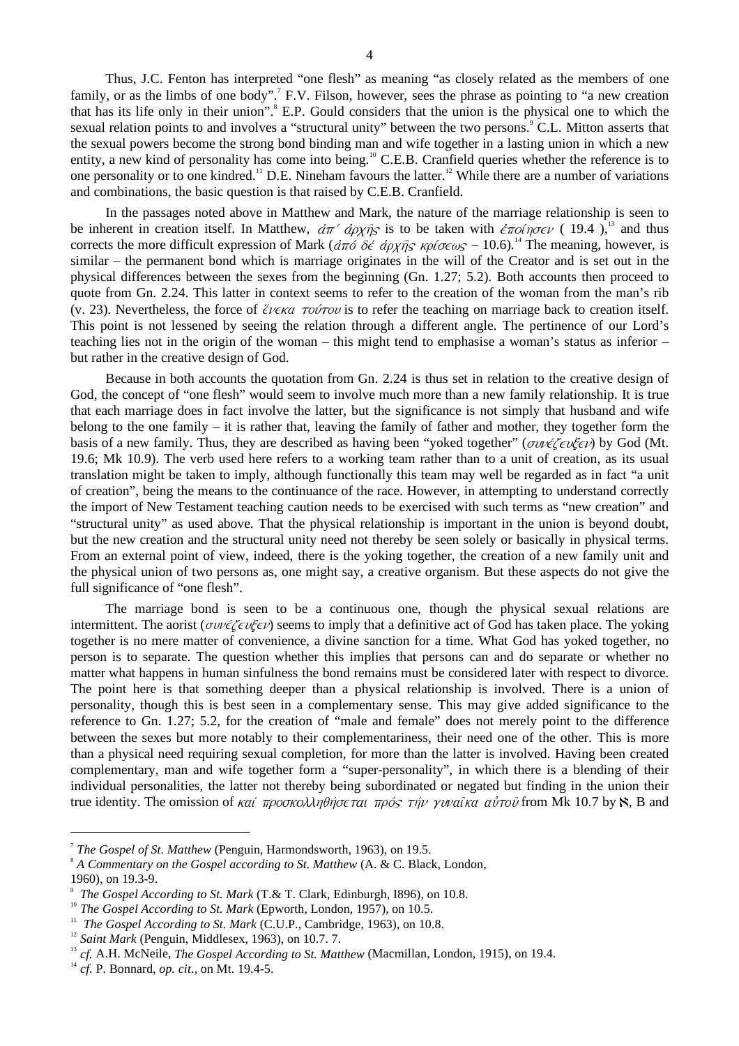Thus, J.C. Fenton has interpreted "one flesh" as meaning "as closely related as the members of one family, or as the limbs of one body".[7] F.V. Filson, however, sees the phrase as pointing to "a new creation that has its life only in their union".[8] E.P. Gould considers that the union is the physical one to which the sexual relation points to and involves a "structural unity" between the two persons.[9] C.L. Mitton asserts that the sexual powers become the strong bond binding man and wife together in a lasting union in which a new entity, a new kind of personality has come into being.[10] C.E.B. Cranfield queries whether the reference is to one personality or to one kindred.[11] D.E. Nineham favours the latter.[12] While there are a number of variations and combinations, the basic question is that raised by C.E.B. Cranfield.

In the passages noted above in Matthew and Mark, the nature of the marriage relationship is seen to be inherent in creation itself. In Matthew, *ἀπ΄ ἀρχῆς* is to be taken with *ἐποίησεν* ( 19.4 ),[13] and thus corrects the more difficult expression of Mark (*ἀπό δέ ἀρχῆς κρίσεως* – 10.6).[14] The meaning, however, is similar – the permanent bond which is marriage originates in the will of the Creator and is set out in the physical differences between the sexes from the beginning (Gn. 1.27; 5.2). Both accounts then proceed to quote from Gn. 2.24. This latter in context seems to refer to the creation of the woman from the man's rib (v. 23). Nevertheless, the force of *ἕνεκα τούτου* is to refer the teaching on marriage back to creation itself. This point is not lessened by seeing the relation through a different angle. The pertinence of our Lord's teaching lies not in the origin of the woman – this might tend to emphasise a woman's status as inferior – but rather in the creative design of God.

Because in both accounts the quotation from Gn. 2.24 is thus set in relation to the creative design of God, the concept of "one flesh" would seem to involve much more than a new family relationship. It is true that each marriage does in fact involve the latter, but the significance is not simply that husband and wife belong to the one family – it is rather that, leaving the family of father and mother, they together form the basis of a new family. Thus, they are described as having been "yoked together" (*συνέζευξεν*) by God (Mt. 19.6; Mk 10.9). The verb used here refers to a working team rather than to a unit of creation, as its usual translation might be taken to imply, although functionally this team may well be regarded as in fact "a unit of creation", being the means to the continuance of the race. However, in attempting to understand correctly the import of New Testament teaching caution needs to be exercised with such terms as "new creation" and "structural unity" as used above. That the physical relationship is important in the union is beyond doubt, but the new creation and the structural unity need not thereby be seen solely or basically in physical terms. From an external point of view, indeed, there is the yoking together, the creation of a new family unit and the physical union of two persons as, one might say, a creative organism. But these aspects do not give the full significance of "one flesh".

The marriage bond is seen to be a continuous one, though the physical sexual relations are intermittent. The aorist (*συνέζευξεν*) seems to imply that a definitive act of God has taken place. The yoking together is no mere matter of convenience, a divine sanction for a time. What God has yoked together, no person is to separate. The question whether this implies that persons can and do separate or whether no matter what happens in human sinfulness the bond remains must be considered later with respect to divorce. The point here is that something deeper than a physical relationship is involved. There is a union of personality, though this is best seen in a complementary sense. This may give added significance to the reference to Gn. 1.27; 5.2, for the creation of "male and female" does not merely point to the difference between the sexes but more notably to their complementariness, their need one of the other. This is more than a physical need requiring sexual completion, for more than the latter is involved. Having been created complementary, man and wife together form a "super-personality", in which there is a blending of their individual personalities, the latter not thereby being subordinated or negated but finding in the union their true identity. The omission of *καί προσκολληθήσεται πρός τήν γυναῖκα αὐτοῦ* from Mk 10.7 by ℵ, B and

---

[7] *The Gospel of St. Matthew* (Penguin, Harmondsworth, 1963), on 19.5.

[8] *A Commentary on the Gospel according to St. Matthew* (A. & C. Black, London, 1960), on 19.3-9.

[9] *The Gospel According to St. Mark* (T.& T. Clark, Edinburgh, I896), on 10.8.

[10] *The Gospel According to St. Mark* (Epworth, London, 1957), on 10.5.

[11] *The Gospel According to St. Mark* (C.U.P., Cambridge, 1963), on 10.8.

[12] *Saint Mark* (Penguin, Middlesex, 1963), on 10.7. 7.

[13] *cf.* A.H. McNeile, *The Gospel According to St. Matthew* (Macmillan, London, 1915), on 19.4.

[14] *cf.* P. Bonnard, *op. cit*., on Mt. 19.4-5.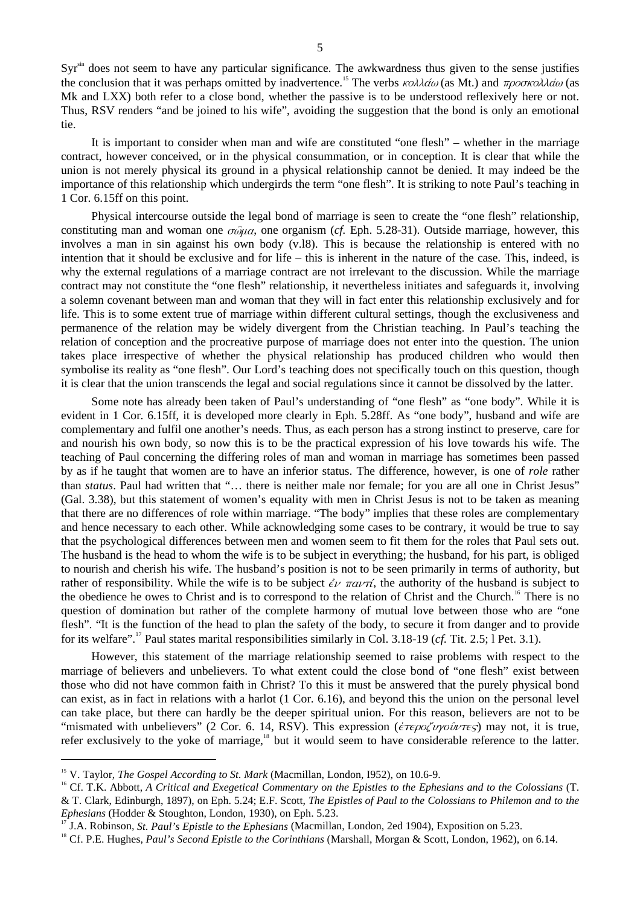Syr[sin] does not seem to have any particular significance. The awkwardness thus given to the sense justifies the conclusion that it was perhaps omitted by inadvertence.[15] The verbs *κολλάω* (as Mt.) and *προσκολλάω* (as Mk and LXX) both refer to a close bond, whether the passive is to be understood reflexively here or not. Thus, RSV renders "and be joined to his wife", avoiding the suggestion that the bond is only an emotional tie.

It is important to consider when man and wife are constituted "one flesh" – whether in the marriage contract, however conceived, or in the physical consummation, or in conception. It is clear that while the union is not merely physical its ground in a physical relationship cannot be denied. It may indeed be the importance of this relationship which undergirds the term "one flesh". It is striking to note Paul's teaching in 1 Cor. 6.15ff on this point.

Physical intercourse outside the legal bond of marriage is seen to create the "one flesh" relationship, constituting man and woman one *σῶμα*, one organism (*cf.* Eph. 5.28-31). Outside marriage, however, this involves a man in sin against his own body (v.l8). This is because the relationship is entered with no intention that it should be exclusive and for life – this is inherent in the nature of the case. This, indeed, is why the external regulations of a marriage contract are not irrelevant to the discussion. While the marriage contract may not constitute the "one flesh" relationship, it nevertheless initiates and safeguards it, involving a solemn covenant between man and woman that they will in fact enter this relationship exclusively and for life. This is to some extent true of marriage within different cultural settings, though the exclusiveness and permanence of the relation may be widely divergent from the Christian teaching. In Paul's teaching the relation of conception and the procreative purpose of marriage does not enter into the question. The union takes place irrespective of whether the physical relationship has produced children who would then symbolise its reality as "one flesh". Our Lord's teaching does not specifically touch on this question, though it is clear that the union transcends the legal and social regulations since it cannot be dissolved by the latter.

Some note has already been taken of Paul's understanding of "one flesh" as "one body". While it is evident in 1 Cor. 6.15ff, it is developed more clearly in Eph. 5.28ff. As "one body", husband and wife are complementary and fulfil one another's needs. Thus, as each person has a strong instinct to preserve, care for and nourish his own body, so now this is to be the practical expression of his love towards his wife. The teaching of Paul concerning the differing roles of man and woman in marriage has sometimes been passed by as if he taught that women are to have an inferior status. The difference, however, is one of *role* rather than *status*. Paul had written that "… there is neither male nor female; for you are all one in Christ Jesus" (Gal. 3.38), but this statement of women's equality with men in Christ Jesus is not to be taken as meaning that there are no differences of role within marriage. "The body" implies that these roles are complementary and hence necessary to each other. While acknowledging some cases to be contrary, it would be true to say that the psychological differences between men and women seem to fit them for the roles that Paul sets out. The husband is the head to whom the wife is to be subject in everything; the husband, for his part, is obliged to nourish and cherish his wife. The husband's position is not to be seen primarily in terms of authority, but rather of responsibility. While the wife is to be subject *ἐν παντί*, the authority of the husband is subject to the obedience he owes to Christ and is to correspond to the relation of Christ and the Church.[16] There is no question of domination but rather of the complete harmony of mutual love between those who are "one flesh". "It is the function of the head to plan the safety of the body, to secure it from danger and to provide for its welfare".[17] Paul states marital responsibilities similarly in Col. 3.18-19 (*cf.* Tit. 2.5; l Pet. 3.1).

However, this statement of the marriage relationship seemed to raise problems with respect to the marriage of believers and unbelievers. To what extent could the close bond of "one flesh" exist between those who did not have common faith in Christ? To this it must be answered that the purely physical bond can exist, as in fact in relations with a harlot (1 Cor. 6.16), and beyond this the union on the personal level can take place, but there can hardly be the deeper spiritual union. For this reason, believers are not to be "mismated with unbelievers" (2 Cor. 6. 14, RSV). This expression (*ἑτεροζυγοῦντες*) may not, it is true, refer exclusively to the yoke of marriage,[18] but it would seem to have considerable reference to the latter.

---

[15] V. Taylor, *The Gospel According to St. Mark* (Macmillan, London, I952), on 10.6-9.

[16] Cf. T.K. Abbott, *A Critical and Exegetical Commentary on the Epistles to the Ephesians and to the Colossians* (T. & T. Clark, Edinburgh, 1897), on Eph. 5.24; E.F. Scott, *The Epistles of Paul to the Colossians to Philemon and to the Ephesians* (Hodder & Stoughton, London, 1930), on Eph. 5.23.

[17] J.A. Robinson, *St. Paul's Epistle to the Ephesians* (Macmillan, London, 2ed 1904), Exposition on 5.23.

[18] Cf. P.E. Hughes, *Paul's Second Epistle to the Corinthians* (Marshall, Morgan & Scott, London, 1962), on 6.14.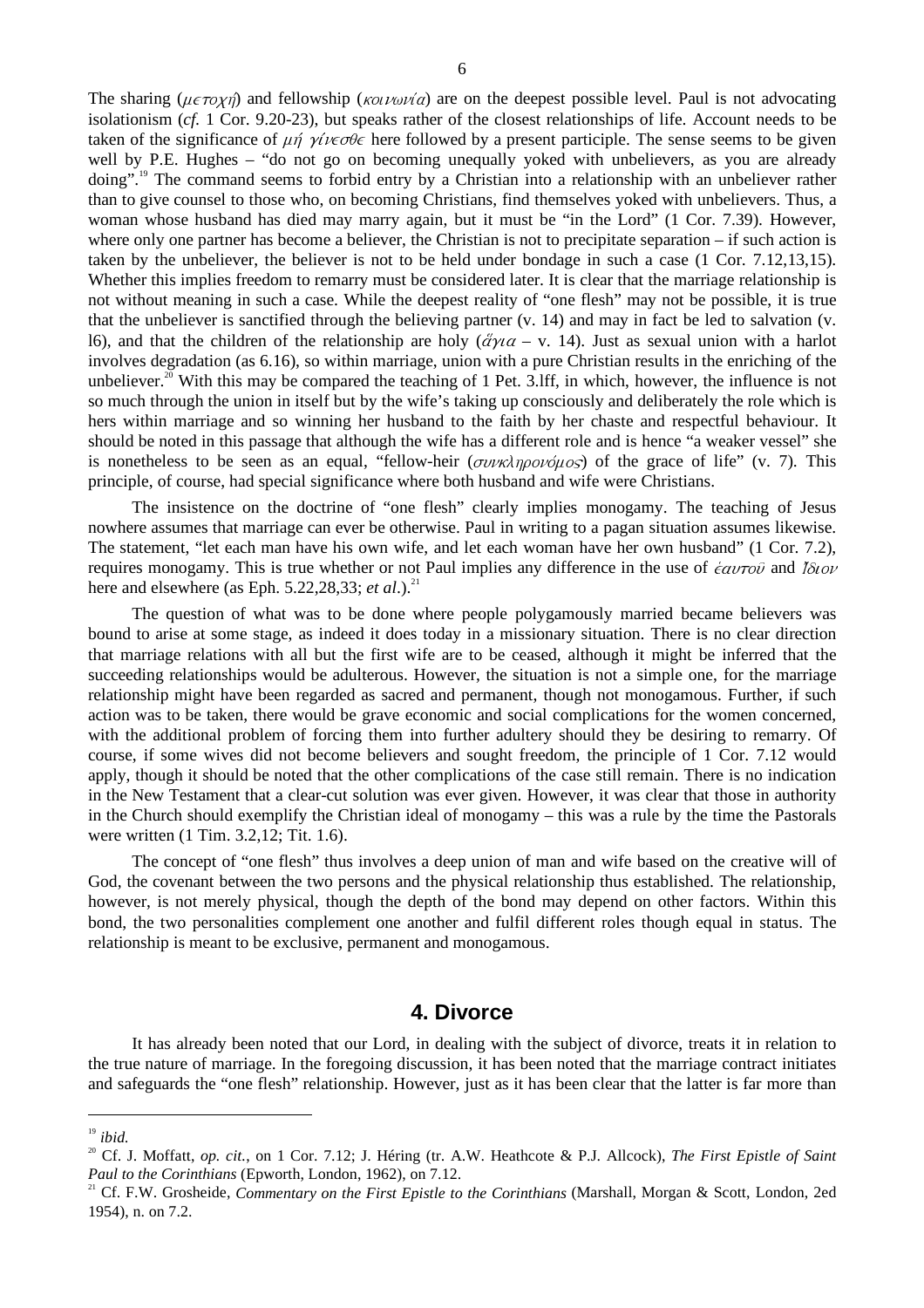The sharing (*μετοχή*) and fellowship (*κοινωνία*) are on the deepest possible level. Paul is not advocating isolationism (*cf.* 1 Cor. 9.20-23), but speaks rather of the closest relationships of life. Account needs to be taken of the significance of *μή γίνεσθε* here followed by a present participle. The sense seems to be given well by P.E. Hughes – "do not go on becoming unequally yoked with unbelievers, as you are already doing".[19] The command seems to forbid entry by a Christian into a relationship with an unbeliever rather than to give counsel to those who, on becoming Christians, find themselves yoked with unbelievers. Thus, a woman whose husband has died may marry again, but it must be "in the Lord" (1 Cor. 7.39). However, where only one partner has become a believer, the Christian is not to precipitate separation – if such action is taken by the unbeliever, the believer is not to be held under bondage in such a case (1 Cor. 7.12,13,15). Whether this implies freedom to remarry must be considered later. It is clear that the marriage relationship is not without meaning in such a case. While the deepest reality of "one flesh" may not be possible, it is true that the unbeliever is sanctified through the believing partner (v. 14) and may in fact be led to salvation (v. l6), and that the children of the relationship are holy (*ἅγια* – v. 14). Just as sexual union with a harlot involves degradation (as 6.16), so within marriage, union with a pure Christian results in the enriching of the unbeliever.[20] With this may be compared the teaching of 1 Pet. 3.lff, in which, however, the influence is not so much through the union in itself but by the wife's taking up consciously and deliberately the role which is hers within marriage and so winning her husband to the faith by her chaste and respectful behaviour. It should be noted in this passage that although the wife has a different role and is hence "a weaker vessel" she is nonetheless to be seen as an equal, "fellow-heir (*συνκληρονόμος*) of the grace of life" (v. 7). This principle, of course, had special significance where both husband and wife were Christians.

The insistence on the doctrine of "one flesh" clearly implies monogamy. The teaching of Jesus nowhere assumes that marriage can ever be otherwise. Paul in writing to a pagan situation assumes likewise. The statement, "let each man have his own wife, and let each woman have her own husband" (1 Cor. 7.2), requires monogamy. This is true whether or not Paul implies any difference in the use of *ἑαυτοῦ* and *ἴδιον* here and elsewhere (as Eph. 5.22,28,33; *et al*.).[21]

The question of what was to be done where people polygamously married became believers was bound to arise at some stage, as indeed it does today in a missionary situation. There is no clear direction that marriage relations with all but the first wife are to be ceased, although it might be inferred that the succeeding relationships would be adulterous. However, the situation is not a simple one, for the marriage relationship might have been regarded as sacred and permanent, though not monogamous. Further, if such action was to be taken, there would be grave economic and social complications for the women concerned, with the additional problem of forcing them into further adultery should they be desiring to remarry. Of course, if some wives did not become believers and sought freedom, the principle of 1 Cor. 7.12 would apply, though it should be noted that the other complications of the case still remain. There is no indication in the New Testament that a clear-cut solution was ever given. However, it was clear that those in authority in the Church should exemplify the Christian ideal of monogamy – this was a rule by the time the Pastorals were written (1 Tim. 3.2,12; Tit. 1.6).

The concept of "one flesh" thus involves a deep union of man and wife based on the creative will of God, the covenant between the two persons and the physical relationship thus established. The relationship, however, is not merely physical, though the depth of the bond may depend on other factors. Within this bond, the two personalities complement one another and fulfil different roles though equal in status. The relationship is meant to be exclusive, permanent and monogamous.

## 4. Divorce

It has already been noted that our Lord, in dealing with the subject of divorce, treats it in relation to the true nature of marriage. In the foregoing discussion, it has been noted that the marriage contract initiates and safeguards the "one flesh" relationship. However, just as it has been clear that the latter is far more than

---

[19] *ibid.*

[20] Cf. J. Moffatt, *op. cit.*, on 1 Cor. 7.12; J. Héring (tr. A.W. Heathcote & P.J. Allcock), *The First Epistle of Saint Paul to the Corinthians* (Epworth, London, 1962), on 7.12.

[21] Cf. F.W. Grosheide, *Commentary on the First Epistle to the Corinthians* (Marshall, Morgan & Scott, London, 2ed 1954), n. on 7.2.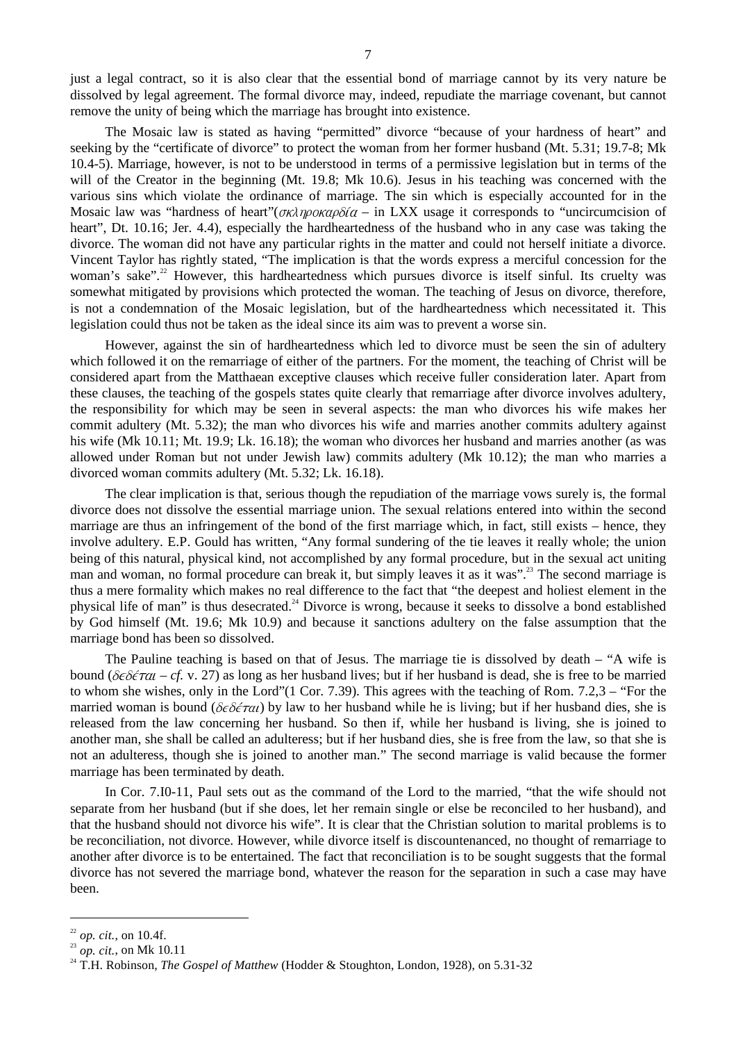just a legal contract, so it is also clear that the essential bond of marriage cannot by its very nature be dissolved by legal agreement. The formal divorce may, indeed, repudiate the marriage covenant, but cannot remove the unity of being which the marriage has brought into existence.

The Mosaic law is stated as having "permitted" divorce "because of your hardness of heart" and seeking by the "certificate of divorce" to protect the woman from her former husband (Mt. 5.31; 19.7-8; Mk 10.4-5). Marriage, however, is not to be understood in terms of a permissive legislation but in terms of the will of the Creator in the beginning (Mt. 19.8; Mk 10.6). Jesus in his teaching was concerned with the various sins which violate the ordinance of marriage. The sin which is especially accounted for in the Mosaic law was "hardness of heart"(*σκληροκαρδία* – in LXX usage it corresponds to "uncircumcision of heart", Dt. 10.16; Jer. 4.4), especially the hardheartedness of the husband who in any case was taking the divorce. The woman did not have any particular rights in the matter and could not herself initiate a divorce. Vincent Taylor has rightly stated, "The implication is that the words express a merciful concession for the woman's sake".[22] However, this hardheartedness which pursues divorce is itself sinful. Its cruelty was somewhat mitigated by provisions which protected the woman. The teaching of Jesus on divorce, therefore, is not a condemnation of the Mosaic legislation, but of the hardheartedness which necessitated it. This legislation could thus not be taken as the ideal since its aim was to prevent a worse sin.

However, against the sin of hardheartedness which led to divorce must be seen the sin of adultery which followed it on the remarriage of either of the partners. For the moment, the teaching of Christ will be considered apart from the Matthaean exceptive clauses which receive fuller consideration later. Apart from these clauses, the teaching of the gospels states quite clearly that remarriage after divorce involves adultery, the responsibility for which may be seen in several aspects: the man who divorces his wife makes her commit adultery (Mt. 5.32); the man who divorces his wife and marries another commits adultery against his wife (Mk 10.11; Mt. 19.9; Lk. 16.18); the woman who divorces her husband and marries another (as was allowed under Roman but not under Jewish law) commits adultery (Mk 10.12); the man who marries a divorced woman commits adultery (Mt. 5.32; Lk. 16.18).

The clear implication is that, serious though the repudiation of the marriage vows surely is, the formal divorce does not dissolve the essential marriage union. The sexual relations entered into within the second marriage are thus an infringement of the bond of the first marriage which, in fact, still exists – hence, they involve adultery. E.P. Gould has written, "Any formal sundering of the tie leaves it really whole; the union being of this natural, physical kind, not accomplished by any formal procedure, but in the sexual act uniting man and woman, no formal procedure can break it, but simply leaves it as it was".[23] The second marriage is thus a mere formality which makes no real difference to the fact that "the deepest and holiest element in the physical life of man" is thus desecrated.[24] Divorce is wrong, because it seeks to dissolve a bond established by God himself (Mt. 19.6; Mk 10.9) and because it sanctions adultery on the false assumption that the marriage bond has been so dissolved.

The Pauline teaching is based on that of Jesus. The marriage tie is dissolved by death – "A wife is bound (*δεδέται* – *cf.* v. 27) as long as her husband lives; but if her husband is dead, she is free to be married to whom she wishes, only in the Lord"(1 Cor. 7.39). This agrees with the teaching of Rom. 7.2,3 – "For the married woman is bound (*δεδέται*) by law to her husband while he is living; but if her husband dies, she is released from the law concerning her husband. So then if, while her husband is living, she is joined to another man, she shall be called an adulteress; but if her husband dies, she is free from the law, so that she is not an adulteress, though she is joined to another man." The second marriage is valid because the former marriage has been terminated by death.

In Cor. 7.I0-11, Paul sets out as the command of the Lord to the married, "that the wife should not separate from her husband (but if she does, let her remain single or else be reconciled to her husband), and that the husband should not divorce his wife". It is clear that the Christian solution to marital problems is to be reconciliation, not divorce. However, while divorce itself is discountenanced, no thought of remarriage to another after divorce is to be entertained. The fact that reconciliation is to be sought suggests that the formal divorce has not severed the marriage bond, whatever the reason for the separation in such a case may have been.

---

[22] *op. cit.*, on 10.4f.

[23] *op. cit.*, on Mk 10.11

[24] T.H. Robinson, *The Gospel of Matthew* (Hodder & Stoughton, London, 1928), on 5.31-32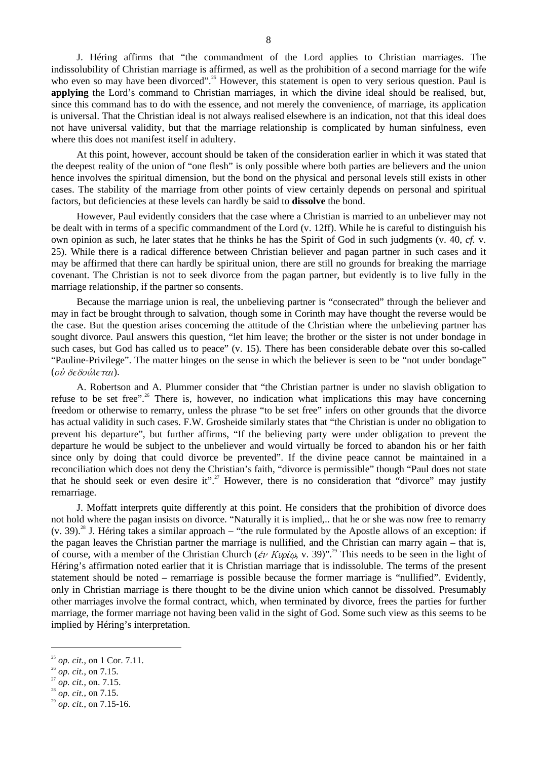J. Héring affirms that "the commandment of the Lord applies to Christian marriages. The indissolubility of Christian marriage is affirmed, as well as the prohibition of a second marriage for the wife who even so may have been divorced".[25] However, this statement is open to very serious question. Paul is **applying** the Lord's command to Christian marriages, in which the divine ideal should be realised, but, since this command has to do with the essence, and not merely the convenience, of marriage, its application is universal. That the Christian ideal is not always realised elsewhere is an indication, not that this ideal does not have universal validity, but that the marriage relationship is complicated by human sinfulness, even where this does not manifest itself in adultery.

At this point, however, account should be taken of the consideration earlier in which it was stated that the deepest reality of the union of "one flesh" is only possible where both parties are believers and the union hence involves the spiritual dimension, but the bond on the physical and personal levels still exists in other cases. The stability of the marriage from other points of view certainly depends on personal and spiritual factors, but deficiencies at these levels can hardly be said to **dissolve** the bond.

However, Paul evidently considers that the case where a Christian is married to an unbeliever may not be dealt with in terms of a specific commandment of the Lord (v. 12ff). While he is careful to distinguish his own opinion as such, he later states that he thinks he has the Spirit of God in such judgments (v. 40, *cf.* v. 25). While there is a radical difference between Christian believer and pagan partner in such cases and it may be affirmed that there can hardly be spiritual union, there are still no grounds for breaking the marriage covenant. The Christian is not to seek divorce from the pagan partner, but evidently is to live fully in the marriage relationship, if the partner so consents.

Because the marriage union is real, the unbelieving partner is "consecrated" through the believer and may in fact be brought through to salvation, though some in Corinth may have thought the reverse would be the case. But the question arises concerning the attitude of the Christian where the unbelieving partner has sought divorce. Paul answers this question, "let him leave; the brother or the sister is not under bondage in such cases, but God has called us to peace" (v. 15). There has been considerable debate over this so-called "Pauline-Privilege". The matter hinges on the sense in which the believer is seen to be "not under bondage" (*οὐ δεδούλεται*).

A. Robertson and A. Plummer consider that "the Christian partner is under no slavish obligation to refuse to be set free".[26] There is, however, no indication what implications this may have concerning freedom or otherwise to remarry, unless the phrase "to be set free" infers on other grounds that the divorce has actual validity in such cases. F.W. Grosheide similarly states that "the Christian is under no obligation to prevent his departure", but further affirms, "If the believing party were under obligation to prevent the departure he would be subject to the unbeliever and would virtually be forced to abandon his or her faith since only by doing that could divorce be prevented". If the divine peace cannot be maintained in a reconciliation which does not deny the Christian's faith, "divorce is permissible" though "Paul does not state that he should seek or even desire it".[27] However, there is no consideration that "divorce" may justify remarriage.

J. Moffatt interprets quite differently at this point. He considers that the prohibition of divorce does not hold where the pagan insists on divorce. "Naturally it is implied,.. that he or she was now free to remarry (v. 39).[28] J. Héring takes a similar approach – "the rule formulated by the Apostle allows of an exception: if the pagan leaves the Christian partner the marriage is nullified, and the Christian can marry again – that is, of course, with a member of the Christian Church (*ἐν Κυρίῳ*, v. 39)".[29] This needs to be seen in the light of Héring's affirmation noted earlier that it is Christian marriage that is indissoluble. The terms of the present statement should be noted – remarriage is possible because the former marriage is "nullified". Evidently, only in Christian marriage is there thought to be the divine union which cannot be dissolved. Presumably other marriages involve the formal contract, which, when terminated by divorce, frees the parties for further marriage, the former marriage not having been valid in the sight of God. Some such view as this seems to be implied by Héring's interpretation.

---

[25] *op. cit.*, on 1 Cor. 7.11.

[26] *op. cit.*, on 7.15.

[27] *op. cit.*, on. 7.15.

[28] *op. cit.*, on 7.15.

[29] *op. cit.*, on 7.15-16.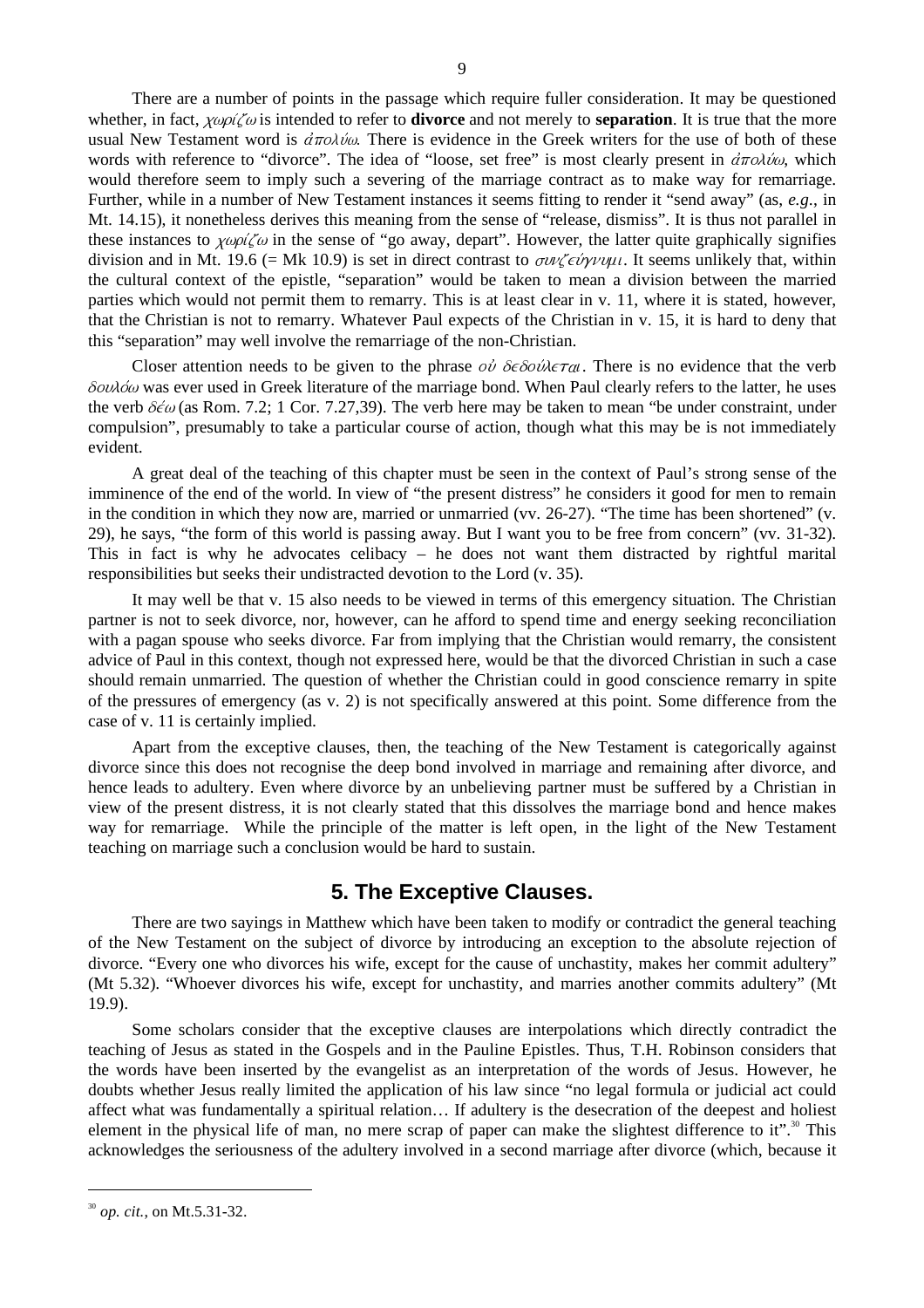There are a number of points in the passage which require fuller consideration. It may be questioned whether, in fact, *χωρίζω* is intended to refer to **divorce** and not merely to **separation**. It is true that the more usual New Testament word is *ἀπολύω*. There is evidence in the Greek writers for the use of both of these words with reference to "divorce". The idea of "loose, set free" is most clearly present in *ἀπολύω*, which would therefore seem to imply such a severing of the marriage contract as to make way for remarriage. Further, while in a number of New Testament instances it seems fitting to render it "send away" (as, *e.g.*, in Mt. 14.15), it nonetheless derives this meaning from the sense of "release, dismiss". It is thus not parallel in these instances to *χωρίζω* in the sense of "go away, depart". However, the latter quite graphically signifies division and in Mt. 19.6 (= Mk 10.9) is set in direct contrast to *συνζεύγνυμι*. It seems unlikely that, within the cultural context of the epistle, "separation" would be taken to mean a division between the married parties which would not permit them to remarry. This is at least clear in v. 11, where it is stated, however, that the Christian is not to remarry. Whatever Paul expects of the Christian in v. 15, it is hard to deny that this "separation" may well involve the remarriage of the non-Christian.

Closer attention needs to be given to the phrase *οὐ δεδούλεται*. There is no evidence that the verb *δουλόω* was ever used in Greek literature of the marriage bond. When Paul clearly refers to the latter, he uses the verb *δέω* (as Rom. 7.2; 1 Cor. 7.27,39). The verb here may be taken to mean "be under constraint, under compulsion", presumably to take a particular course of action, though what this may be is not immediately evident.

A great deal of the teaching of this chapter must be seen in the context of Paul's strong sense of the imminence of the end of the world. In view of "the present distress" he considers it good for men to remain in the condition in which they now are, married or unmarried (vv. 26-27). "The time has been shortened" (v. 29), he says, "the form of this world is passing away. But I want you to be free from concern" (vv. 31-32). This in fact is why he advocates celibacy – he does not want them distracted by rightful marital responsibilities but seeks their undistracted devotion to the Lord (v. 35).

It may well be that v. 15 also needs to be viewed in terms of this emergency situation. The Christian partner is not to seek divorce, nor, however, can he afford to spend time and energy seeking reconciliation with a pagan spouse who seeks divorce. Far from implying that the Christian would remarry, the consistent advice of Paul in this context, though not expressed here, would be that the divorced Christian in such a case should remain unmarried. The question of whether the Christian could in good conscience remarry in spite of the pressures of emergency (as v. 2) is not specifically answered at this point. Some difference from the case of v. 11 is certainly implied.

Apart from the exceptive clauses, then, the teaching of the New Testament is categorically against divorce since this does not recognise the deep bond involved in marriage and remaining after divorce, and hence leads to adultery. Even where divorce by an unbelieving partner must be suffered by a Christian in view of the present distress, it is not clearly stated that this dissolves the marriage bond and hence makes way for remarriage. While the principle of the matter is left open, in the light of the New Testament teaching on marriage such a conclusion would be hard to sustain.

## 5. The Exceptive Clauses.

There are two sayings in Matthew which have been taken to modify or contradict the general teaching of the New Testament on the subject of divorce by introducing an exception to the absolute rejection of divorce. "Every one who divorces his wife, except for the cause of unchastity, makes her commit adultery" (Mt 5.32). "Whoever divorces his wife, except for unchastity, and marries another commits adultery" (Mt 19.9).

Some scholars consider that the exceptive clauses are interpolations which directly contradict the teaching of Jesus as stated in the Gospels and in the Pauline Epistles. Thus, T.H. Robinson considers that the words have been inserted by the evangelist as an interpretation of the words of Jesus. However, he doubts whether Jesus really limited the application of his law since "no legal formula or judicial act could affect what was fundamentally a spiritual relation… If adultery is the desecration of the deepest and holiest element in the physical life of man, no mere scrap of paper can make the slightest difference to it".[30] This acknowledges the seriousness of the adultery involved in a second marriage after divorce (which, because it

---

[30] *op. cit.*, on Mt.5.31-32.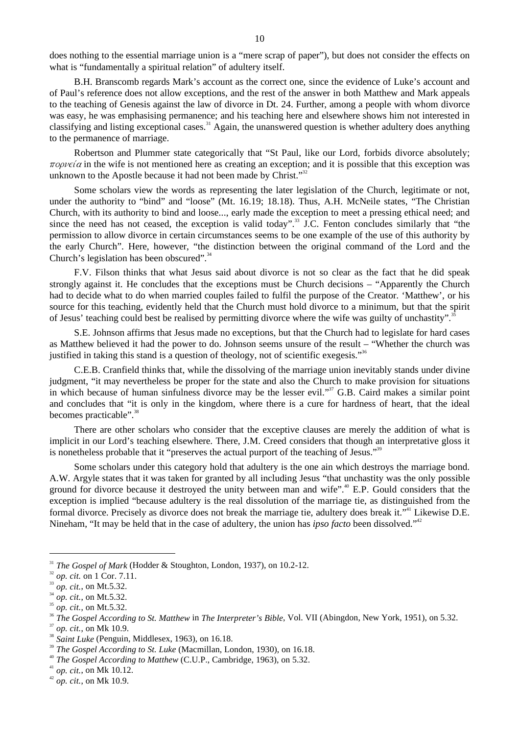does nothing to the essential marriage union is a "mere scrap of paper"), but does not consider the effects on what is "fundamentally a spiritual relation" of adultery itself.

B.H. Branscomb regards Mark's account as the correct one, since the evidence of Luke's account and of Paul's reference does not allow exceptions, and the rest of the answer in both Matthew and Mark appeals to the teaching of Genesis against the law of divorce in Dt. 24. Further, among a people with whom divorce was easy, he was emphasising permanence; and his teaching here and elsewhere shows him not interested in classifying and listing exceptional cases.[31] Again, the unanswered question is whether adultery does anything to the permanence of marriage.

Robertson and Plummer state categorically that "St Paul, like our Lord, forbids divorce absolutely; *πορνεία* in the wife is not mentioned here as creating an exception; and it is possible that this exception was unknown to the Apostle because it had not been made by Christ."[32]

Some scholars view the words as representing the later legislation of the Church, legitimate or not, under the authority to "bind" and "loose" (Mt. 16.19; 18.18). Thus, A.H. McNeile states, "The Christian Church, with its authority to bind and loose..., early made the exception to meet a pressing ethical need; and since the need has not ceased, the exception is valid today".[33] J.C. Fenton concludes similarly that "the permission to allow divorce in certain circumstances seems to be one example of the use of this authority by the early Church". Here, however, "the distinction between the original command of the Lord and the Church's legislation has been obscured".[34]

F.V. Filson thinks that what Jesus said about divorce is not so clear as the fact that he did speak strongly against it. He concludes that the exceptions must be Church decisions – "Apparently the Church had to decide what to do when married couples failed to fulfil the purpose of the Creator. 'Matthew', or his source for this teaching, evidently held that the Church must hold divorce to a minimum, but that the spirit of Jesus' teaching could best be realised by permitting divorce where the wife was guilty of unchastity".[35]

S.E. Johnson affirms that Jesus made no exceptions, but that the Church had to legislate for hard cases as Matthew believed it had the power to do. Johnson seems unsure of the result – "Whether the church was justified in taking this stand is a question of theology, not of scientific exegesis."[36]

C.E.B. Cranfield thinks that, while the dissolving of the marriage union inevitably stands under divine judgment, "it may nevertheless be proper for the state and also the Church to make provision for situations in which because of human sinfulness divorce may be the lesser evil."[37] G.B. Caird makes a similar point and concludes that "it is only in the kingdom, where there is a cure for hardness of heart, that the ideal becomes practicable".[38]

There are other scholars who consider that the exceptive clauses are merely the addition of what is implicit in our Lord's teaching elsewhere. There, J.M. Creed considers that though an interpretative gloss it is nonetheless probable that it "preserves the actual purport of the teaching of Jesus."[39]

Some scholars under this category hold that adultery is the one ain which destroys the marriage bond. A.W. Argyle states that it was taken for granted by all including Jesus "that unchastity was the only possible ground for divorce because it destroyed the unity between man and wife".[40] E.P. Gould considers that the exception is implied "because adultery is the real dissolution of the marriage tie, as distinguished from the formal divorce. Precisely as divorce does not break the marriage tie, adultery does break it."[41] Likewise D.E. Nineham, "It may be held that in the case of adultery, the union has *ipso facto* been dissolved."[42]

---

[31] *The Gospel of Mark* (Hodder & Stoughton, London, 1937), on 10.2-12.
[32] *op. cit.* on 1 Cor. 7.11.
[33] *op. cit.*, on Mt.5.32.
[34] *op. cit.*, on Mt.5.32.
[35] *op. cit.*, on Mt.5.32.
[36] *The Gospel According to St. Matthew* in *The Interpreter's Bible*, Vol. VII (Abingdon, New York, 1951), on 5.32.
[37] *op. cit.*, on Mk 10.9.
[38] *Saint Luke* (Penguin, Middlesex, 1963), on 16.18.
[39] *The Gospel According to St. Luke* (Macmillan, London, 1930), on 16.18.
[40] *The Gospel According to Matthew* (C.U.P., Cambridge, 1963), on 5.32.
[41] *op. cit.*, on Mk 10.12.
[42] *op. cit.*, on Mk 10.9.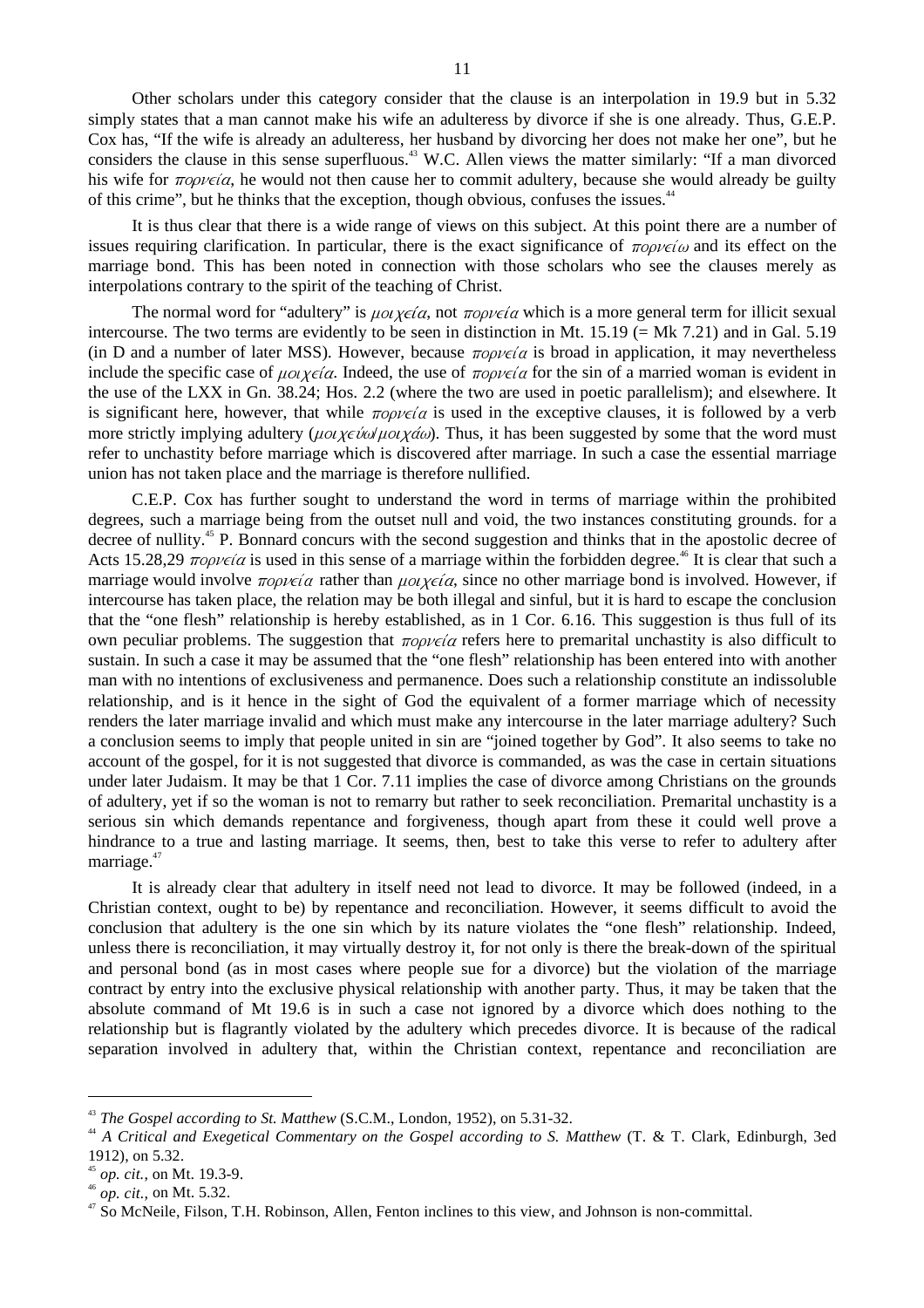Other scholars under this category consider that the clause is an interpolation in 19.9 but in 5.32 simply states that a man cannot make his wife an adulteress by divorce if she is one already. Thus, G.E.P. Cox has, "If the wife is already an adulteress, her husband by divorcing her does not make her one", but he considers the clause in this sense superfluous.[43] W.C. Allen views the matter similarly: "If a man divorced his wife for *πορνεία*, he would not then cause her to commit adultery, because she would already be guilty of this crime", but he thinks that the exception, though obvious, confuses the issues.[44]

It is thus clear that there is a wide range of views on this subject. At this point there are a number of issues requiring clarification. In particular, there is the exact significance of *πορνείω* and its effect on the marriage bond. This has been noted in connection with those scholars who see the clauses merely as interpolations contrary to the spirit of the teaching of Christ.

The normal word for "adultery" is *μοιχεία*, not *πορνεία* which is a more general term for illicit sexual intercourse. The two terms are evidently to be seen in distinction in Mt. 15.19 (= Mk 7.21) and in Gal. 5.19 (in D and a number of later MSS). However, because *πορνεία* is broad in application, it may nevertheless include the specific case of *μοιχεία*. Indeed, the use of *πορνεία* for the sin of a married woman is evident in the use of the LXX in Gn. 38.24; Hos. 2.2 (where the two are used in poetic parallelism); and elsewhere. It is significant here, however, that while *πορνεία* is used in the exceptive clauses, it is followed by a verb more strictly implying adultery (*μοιχεύω*/*μοιχάω*). Thus, it has been suggested by some that the word must refer to unchastity before marriage which is discovered after marriage. In such a case the essential marriage union has not taken place and the marriage is therefore nullified.

C.E.P. Cox has further sought to understand the word in terms of marriage within the prohibited degrees, such a marriage being from the outset null and void, the two instances constituting grounds. for a decree of nullity.[45] P. Bonnard concurs with the second suggestion and thinks that in the apostolic decree of Acts 15.28,29 *πορνεία* is used in this sense of a marriage within the forbidden degree.[46] It is clear that such a marriage would involve *πορνεία* rather than *μοιχεία*, since no other marriage bond is involved. However, if intercourse has taken place, the relation may be both illegal and sinful, but it is hard to escape the conclusion that the "one flesh" relationship is hereby established, as in 1 Cor. 6.16. This suggestion is thus full of its own peculiar problems. The suggestion that *πορνεία* refers here to premarital unchastity is also difficult to sustain. In such a case it may be assumed that the "one flesh" relationship has been entered into with another man with no intentions of exclusiveness and permanence. Does such a relationship constitute an indissoluble relationship, and is it hence in the sight of God the equivalent of a former marriage which of necessity renders the later marriage invalid and which must make any intercourse in the later marriage adultery? Such a conclusion seems to imply that people united in sin are "joined together by God". It also seems to take no account of the gospel, for it is not suggested that divorce is commanded, as was the case in certain situations under later Judaism. It may be that 1 Cor. 7.11 implies the case of divorce among Christians on the grounds of adultery, yet if so the woman is not to remarry but rather to seek reconciliation. Premarital unchastity is a serious sin which demands repentance and forgiveness, though apart from these it could well prove a hindrance to a true and lasting marriage. It seems, then, best to take this verse to refer to adultery after marriage.[47]

It is already clear that adultery in itself need not lead to divorce. It may be followed (indeed, in a Christian context, ought to be) by repentance and reconciliation. However, it seems difficult to avoid the conclusion that adultery is the one sin which by its nature violates the "one flesh" relationship. Indeed, unless there is reconciliation, it may virtually destroy it, for not only is there the break-down of the spiritual and personal bond (as in most cases where people sue for a divorce) but the violation of the marriage contract by entry into the exclusive physical relationship with another party. Thus, it may be taken that the absolute command of Mt 19.6 is in such a case not ignored by a divorce which does nothing to the relationship but is flagrantly violated by the adultery which precedes divorce. It is because of the radical separation involved in adultery that, within the Christian context, repentance and reconciliation are

---

[43] *The Gospel according to St. Matthew* (S.C.M., London, 1952), on 5.31-32.

[44] *A Critical and Exegetical Commentary on the Gospel according to S. Matthew* (T. & T. Clark, Edinburgh, 3ed 1912), on 5.32.

[45] *op. cit.*, on Mt. 19.3-9.

[46] *op. cit.*, on Mt. 5.32.

[47] So McNeile, Filson, T.H. Robinson, Allen, Fenton inclines to this view, and Johnson is non-committal.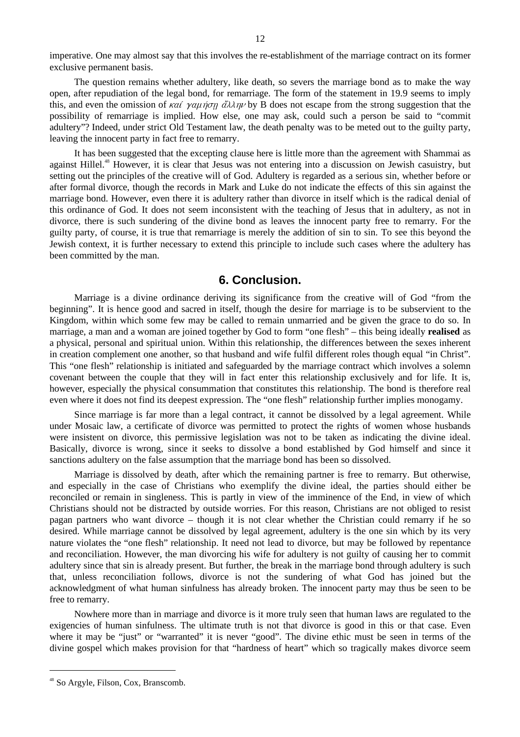imperative. One may almost say that this involves the re-establishment of the marriage contract on its former exclusive permanent basis.

The question remains whether adultery, like death, so severs the marriage bond as to make the way open, after repudiation of the legal bond, for remarriage. The form of the statement in 19.9 seems to imply this, and even the omission of *καί γαμήσῃ ἄλλην* by B does not escape from the strong suggestion that the possibility of remarriage is implied. How else, one may ask, could such a person be said to "commit adultery"? Indeed, under strict Old Testament law, the death penalty was to be meted out to the guilty party, leaving the innocent party in fact free to remarry.

It has been suggested that the excepting clause here is little more than the agreement with Shammai as against Hillel.[48] However, it is clear that Jesus was not entering into a discussion on Jewish casuistry, but setting out the principles of the creative will of God. Adultery is regarded as a serious sin, whether before or after formal divorce, though the records in Mark and Luke do not indicate the effects of this sin against the marriage bond. However, even there it is adultery rather than divorce in itself which is the radical denial of this ordinance of God. It does not seem inconsistent with the teaching of Jesus that in adultery, as not in divorce, there is such sundering of the divine bond as leaves the innocent party free to remarry. For the guilty party, of course, it is true that remarriage is merely the addition of sin to sin. To see this beyond the Jewish context, it is further necessary to extend this principle to include such cases where the adultery has been committed by the man.

## 6. Conclusion.

Marriage is a divine ordinance deriving its significance from the creative will of God "from the beginning". It is hence good and sacred in itself, though the desire for marriage is to be subservient to the Kingdom, within which some few may be called to remain unmarried and be given the grace to do so. In marriage, a man and a woman are joined together by God to form "one flesh" – this being ideally **realised** as a physical, personal and spiritual union. Within this relationship, the differences between the sexes inherent in creation complement one another, so that husband and wife fulfil different roles though equal "in Christ". This "one flesh" relationship is initiated and safeguarded by the marriage contract which involves a solemn covenant between the couple that they will in fact enter this relationship exclusively and for life. It is, however, especially the physical consummation that constitutes this relationship. The bond is therefore real even where it does not find its deepest expression. The "one flesh" relationship further implies monogamy.

Since marriage is far more than a legal contract, it cannot be dissolved by a legal agreement. While under Mosaic law, a certificate of divorce was permitted to protect the rights of women whose husbands were insistent on divorce, this permissive legislation was not to be taken as indicating the divine ideal. Basically, divorce is wrong, since it seeks to dissolve a bond established by God himself and since it sanctions adultery on the false assumption that the marriage bond has been so dissolved.

Marriage is dissolved by death, after which the remaining partner is free to remarry. But otherwise, and especially in the case of Christians who exemplify the divine ideal, the parties should either be reconciled or remain in singleness. This is partly in view of the imminence of the End, in view of which Christians should not be distracted by outside worries. For this reason, Christians are not obliged to resist pagan partners who want divorce – though it is not clear whether the Christian could remarry if he so desired. While marriage cannot be dissolved by legal agreement, adultery is the one sin which by its very nature violates the "one flesh" relationship. It need not lead to divorce, but may be followed by repentance and reconciliation. However, the man divorcing his wife for adultery is not guilty of causing her to commit adultery since that sin is already present. But further, the break in the marriage bond through adultery is such that, unless reconciliation follows, divorce is not the sundering of what God has joined but the acknowledgment of what human sinfulness has already broken. The innocent party may thus be seen to be free to remarry.

Nowhere more than in marriage and divorce is it more truly seen that human laws are regulated to the exigencies of human sinfulness. The ultimate truth is not that divorce is good in this or that case. Even where it may be "just" or "warranted" it is never "good". The divine ethic must be seen in terms of the divine gospel which makes provision for that "hardness of heart" which so tragically makes divorce seem

---

[48] So Argyle, Filson, Cox, Branscomb.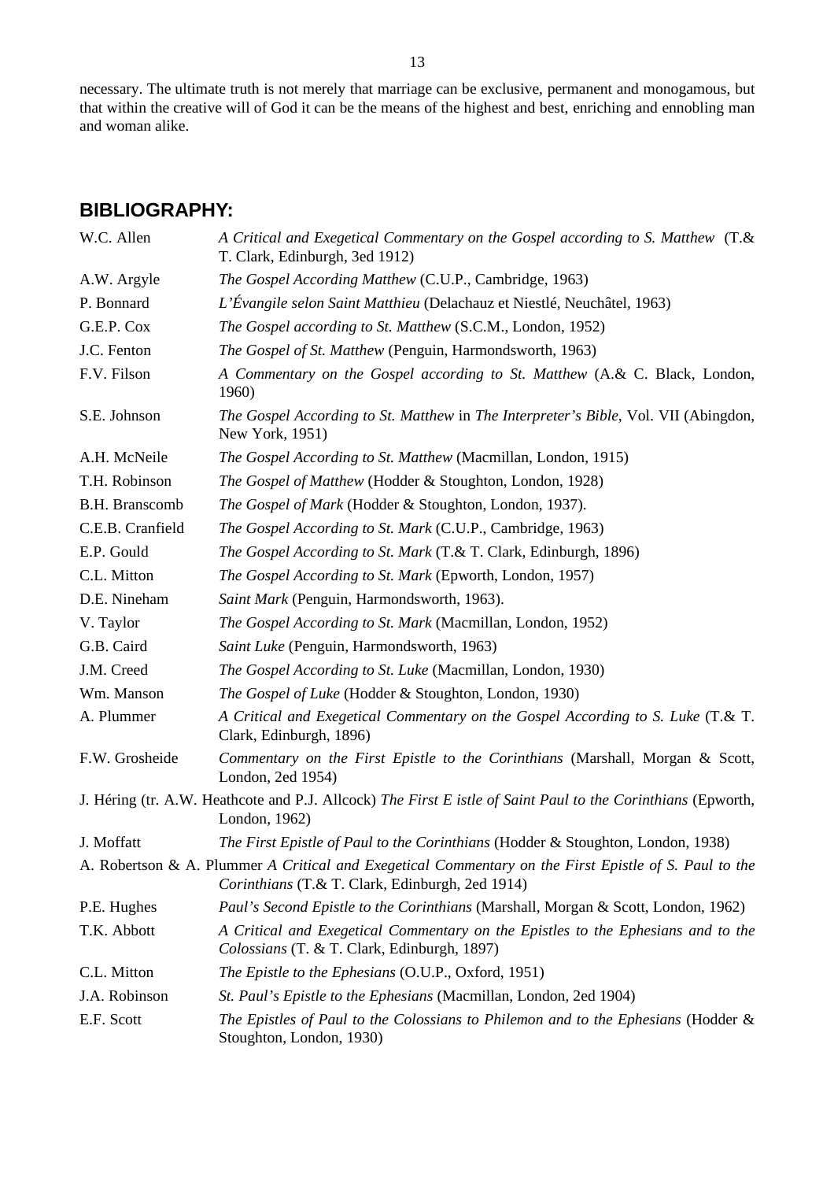necessary. The ultimate truth is not merely that marriage can be exclusive, permanent and monogamous, but that within the creative will of God it can be the means of the highest and best, enriching and ennobling man and woman alike.

## BIBLIOGRAPHY:

W.C. Allen *A Critical and Exegetical Commentary on the Gospel according to S. Matthew* (T.& T. Clark, Edinburgh, 3ed 1912)

A.W. Argyle *The Gospel According Matthew* (C.U.P., Cambridge, 1963)

P. Bonnard *L'Évangile selon Saint Matthieu* (Delachauz et Niestlé, Neuchâtel, 1963)

G.E.P. Cox *The Gospel according to St. Matthew* (S.C.M., London, 1952)

J.C. Fenton *The Gospel of St. Matthew* (Penguin, Harmondsworth, 1963)

F.V. Filson *A Commentary on the Gospel according to St. Matthew* (A.& C. Black, London, 1960)

S.E. Johnson *The Gospel According to St. Matthew* in *The Interpreter's Bible*, Vol. VII (Abingdon, New York, 1951)

A.H. McNeile *The Gospel According to St. Matthew* (Macmillan, London, 1915)

T.H. Robinson *The Gospel of Matthew* (Hodder & Stoughton, London, 1928)

B.H. Branscomb *The Gospel of Mark* (Hodder & Stoughton, London, 1937).

C.E.B. Cranfield *The Gospel According to St. Mark* (C.U.P., Cambridge, 1963)

E.P. Gould *The Gospel According to St. Mark* (T.& T. Clark, Edinburgh, 1896)

C.L. Mitton *The Gospel According to St. Mark* (Epworth, London, 1957)

D.E. Nineham *Saint Mark* (Penguin, Harmondsworth, 1963).

V. Taylor *The Gospel According to St. Mark* (Macmillan, London, 1952)

G.B. Caird *Saint Luke* (Penguin, Harmondsworth, 1963)

J.M. Creed *The Gospel According to St. Luke* (Macmillan, London, 1930)

Wm. Manson *The Gospel of Luke* (Hodder & Stoughton, London, 1930)

A. Plummer *A Critical and Exegetical Commentary on the Gospel According to S. Luke* (T.& T. Clark, Edinburgh, 1896)

F.W. Grosheide *Commentary on the First Epistle to the Corinthians* (Marshall, Morgan & Scott, London, 2ed 1954)

J. Héring (tr. A.W. Heathcote and P.J. Allcock) *The First E istle of Saint Paul to the Corinthians* (Epworth, London, 1962)

J. Moffatt *The First Epistle of Paul to the Corinthians* (Hodder & Stoughton, London, 1938)

A. Robertson & A. Plummer *A Critical and Exegetical Commentary on the First Epistle of S. Paul to the Corinthians* (T.& T. Clark, Edinburgh, 2ed 1914)

P.E. Hughes *Paul's Second Epistle to the Corinthians* (Marshall, Morgan & Scott, London, 1962)

T.K. Abbott *A Critical and Exegetical Commentary on the Epistles to the Ephesians and to the Colossians* (T. & T. Clark, Edinburgh, 1897)

C.L. Mitton *The Epistle to the Ephesians* (O.U.P., Oxford, 1951)

J.A. Robinson *St. Paul's Epistle to the Ephesians* (Macmillan, London, 2ed 1904)

E.F. Scott *The Epistles of Paul to the Colossians to Philemon and to the Ephesians* (Hodder & Stoughton, London, 1930)